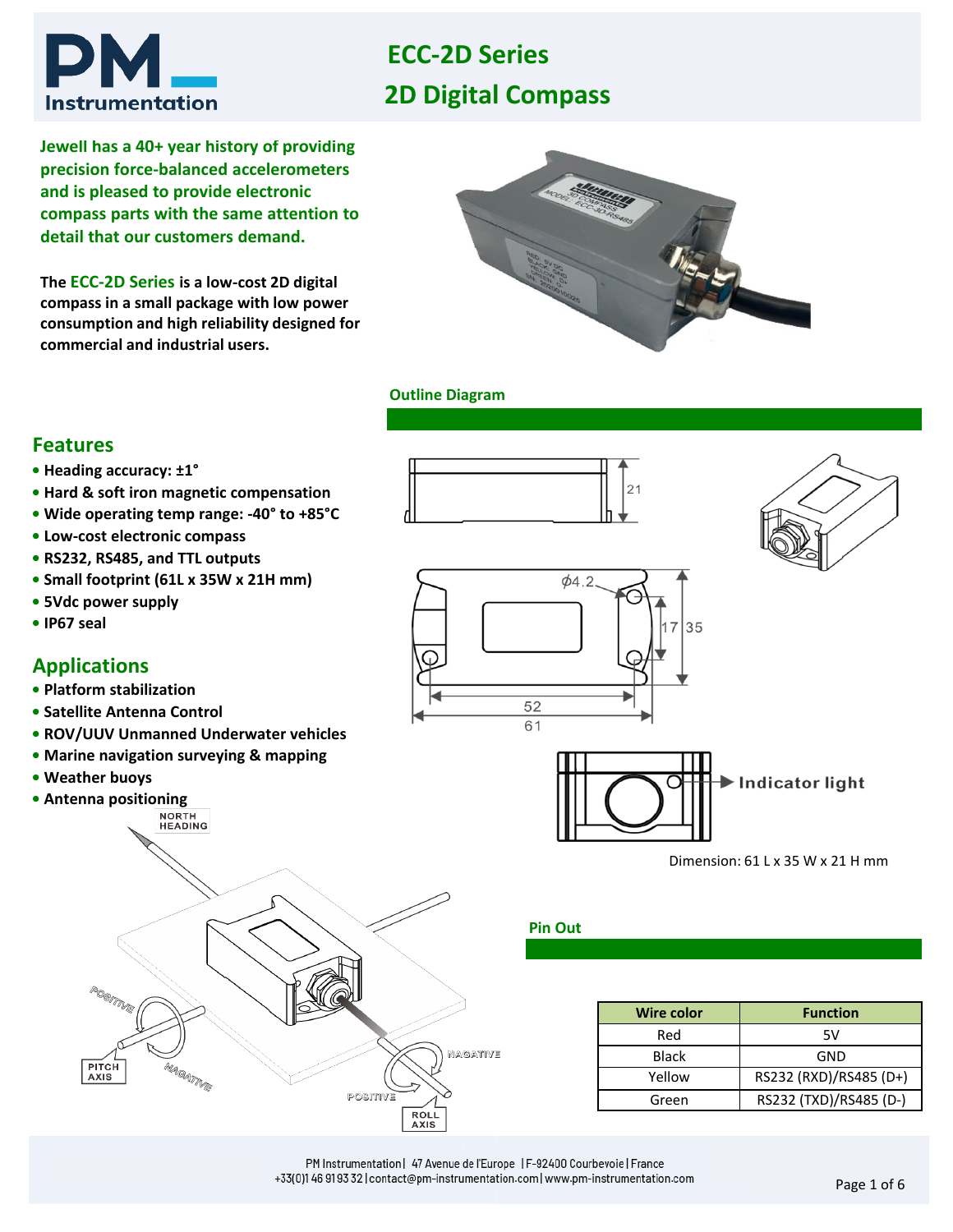# ECC-2D Series

## 2D Digital Compass

**Jewell has a 40+ year history of providing precision force-balanced accelerometers and is pleased to provide electronic compass parts with the same attention to detail that our customers demand.**

**The ECC-2D Series is a low-cost 2D digital compass in a small package with low power consumption and high reliability designed for commercial and industrial users.**

### Outline Diagram

Dimension: 61 L x 35 W x 21 H mm

## Features

- **Heading accuracy: ±1°**
- **Hard & soft iron magnetic compensation**
- **Wide operating temp range: -40° to +85°C**
- **Low-cost electronic compass**
- **RS232, RS485, and TTL outputs**
- **Small footprint (61L x 35W x 21H mm)**
- **5Vdc power supply**
- **IP67 seal**

## Applications

- **Platform stabilization**
- **Satellite Antenna Control**
- **ROV/UUV Unmanned Underwater vehicles**
- **Marine navigation surveying & mapping**
- **Weather buoys**
- **Antenna positioning**

### Pin Out

| Wire color | Function |
|---|---|
| Red | 5V |
| Black | GND |
| Yellow | RS232 (RXD)/RS485 (D+) |
| Green | RS232 (TXD)/RS485 (D-) |

PM Instrumentation | 47 Avenue de l'Europe | F-92400 Courbevoie | France
+33(0)1 46 91 93 32 | contact@pm-instrumentation.com | www.pm-instrumentation.com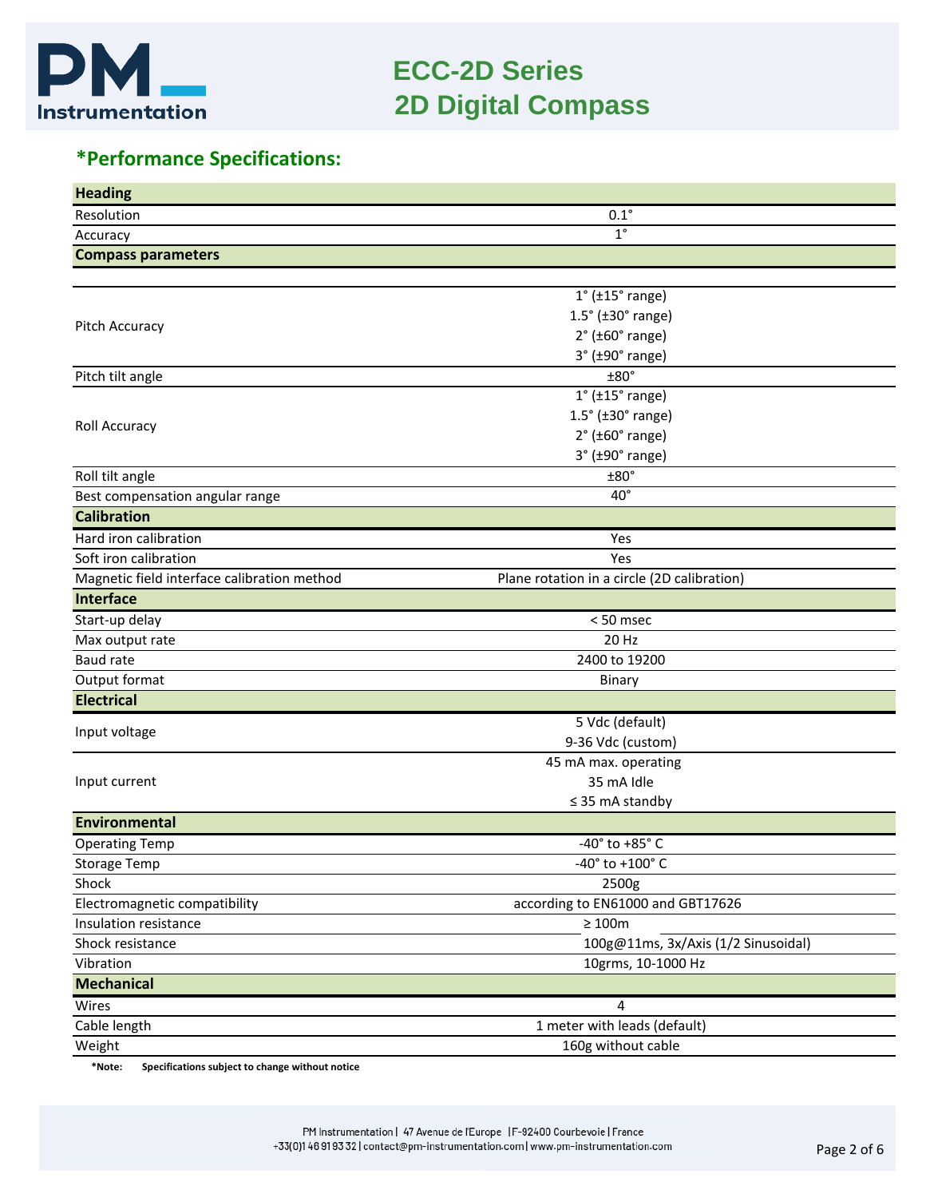# ECC-2D Series
# 2D Digital Compass

## *Performance Specifications:

| Heading | |
|---|---|
| Resolution | 0.1° |
| Accuracy | 1° |
| **Compass parameters** | |
| Pitch Accuracy | 1° (±15° range)<br>1.5° (±30° range)<br>2° (±60° range)<br>3° (±90° range) |
| Pitch tilt angle | ±80° |
| Roll Accuracy | 1° (±15° range)<br>1.5° (±30° range)<br>2° (±60° range)<br>3° (±90° range) |
| Roll tilt angle | ±80° |
| Best compensation angular range | 40° |
| **Calibration** | |
| Hard iron calibration | Yes |
| Soft iron calibration | Yes |
| Magnetic field interface calibration method | Plane rotation in a circle (2D calibration) |
| **Interface** | |
| Start-up delay | < 50 msec |
| Max output rate | 20 Hz |
| Baud rate | 2400 to 19200 |
| Output format | Binary |
| **Electrical** | |
| Input voltage | 5 Vdc (default)<br>9-36 Vdc (custom) |
| Input current | 45 mA max. operating<br>35 mA Idle<br>≤ 35 mA standby |
| **Environmental** | |
| Operating Temp | -40° to +85° C |
| Storage Temp | -40° to +100° C |
| Shock | 2500g |
| Electromagnetic compatibility | according to EN61000 and GBT17626 |
| Insulation resistance | ≥ 100m |
| Shock resistance | 100g@11ms, 3x/Axis (1/2 Sinusoidal) |
| Vibration | 10grms, 10-1000 Hz |
| **Mechanical** | |
| Wires | 4 |
| Cable length | 1 meter with leads (default) |
| Weight | 160g without cable |

**\*Note: Specifications subject to change without notice**

PM Instrumentation | 47 Avenue de l'Europe | F-92400 Courbevoie | France
+33(0)1 46 91 93 32 | contact@pm-instrumentation.com | www.pm-instrumentation.com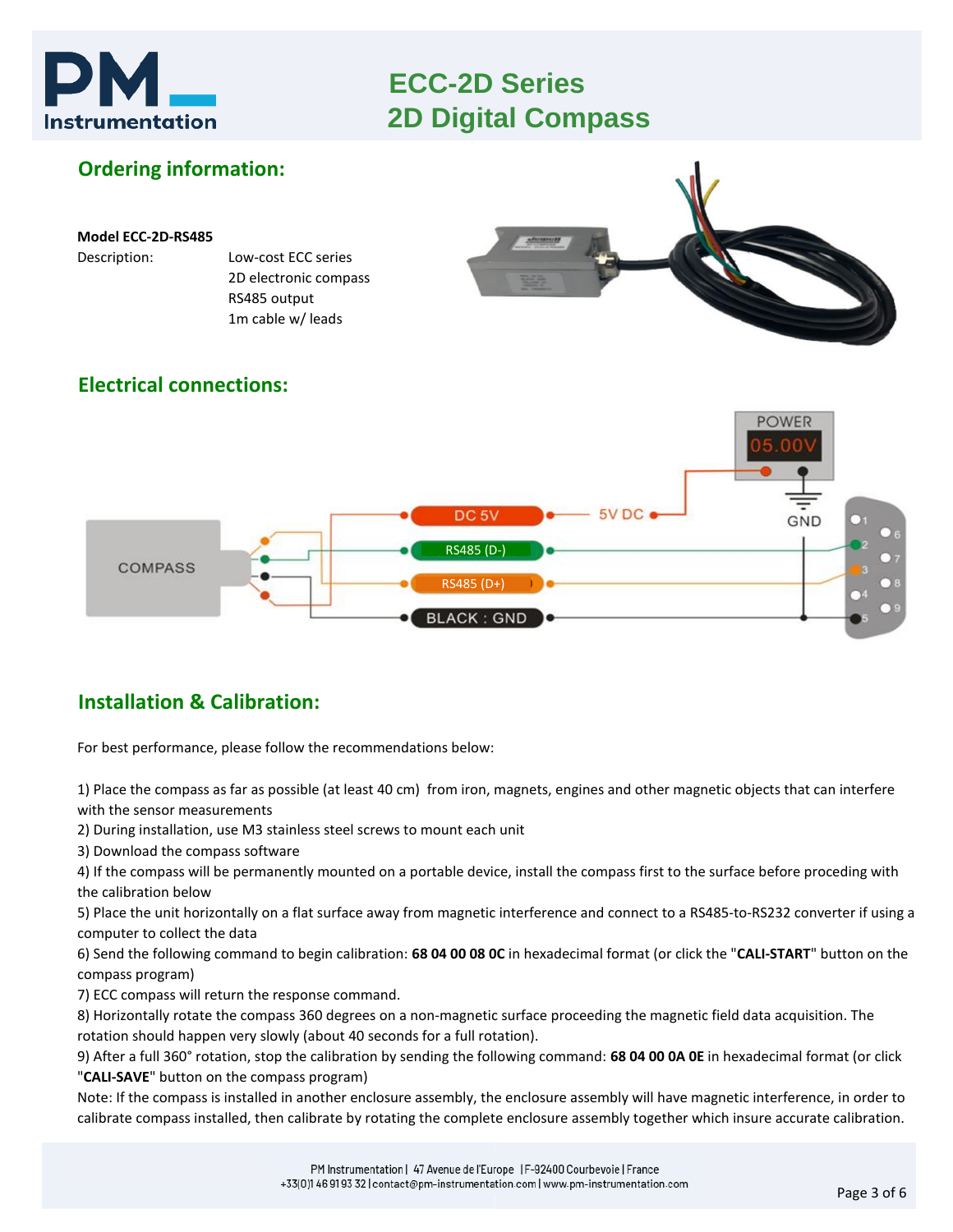## Ordering information:

**Model ECC-2D-RS485**

Description: Low-cost ECC series
2D electronic compass
RS485 output
1m cable w/ leads

## Electrical connections:

## Installation & Calibration:

For best performance, please follow the recommendations below:

1) Place the compass as far as possible (at least 40 cm) from iron, magnets, engines and other magnetic objects that can interfere with the sensor measurements
2) During installation, use M3 stainless steel screws to mount each unit
3) Download the compass software
4) If the compass will be permanently mounted on a portable device, install the compass first to the surface before proceding with the calibration below
5) Place the unit horizontally on a flat surface away from magnetic interference and connect to a RS485-to-RS232 converter if using a computer to collect the data
6) Send the following command to begin calibration: **68 04 00 08 0C** in hexadecimal format (or click the "**CALI-START**" button on the compass program)
7) ECC compass will return the response command.
8) Horizontally rotate the compass 360 degrees on a non-magnetic surface proceeding the magnetic field data acquisition. The rotation should happen very slowly (about 40 seconds for a full rotation).
9) After a full 360° rotation, stop the calibration by sending the following command: **68 04 00 0A 0E** in hexadecimal format (or click "**CALI-SAVE**" button on the compass program)

Note: If the compass is installed in another enclosure assembly, the enclosure assembly will have magnetic interference, in order to calibrate compass installed, then calibrate by rotating the complete enclosure assembly together which insure accurate calibration.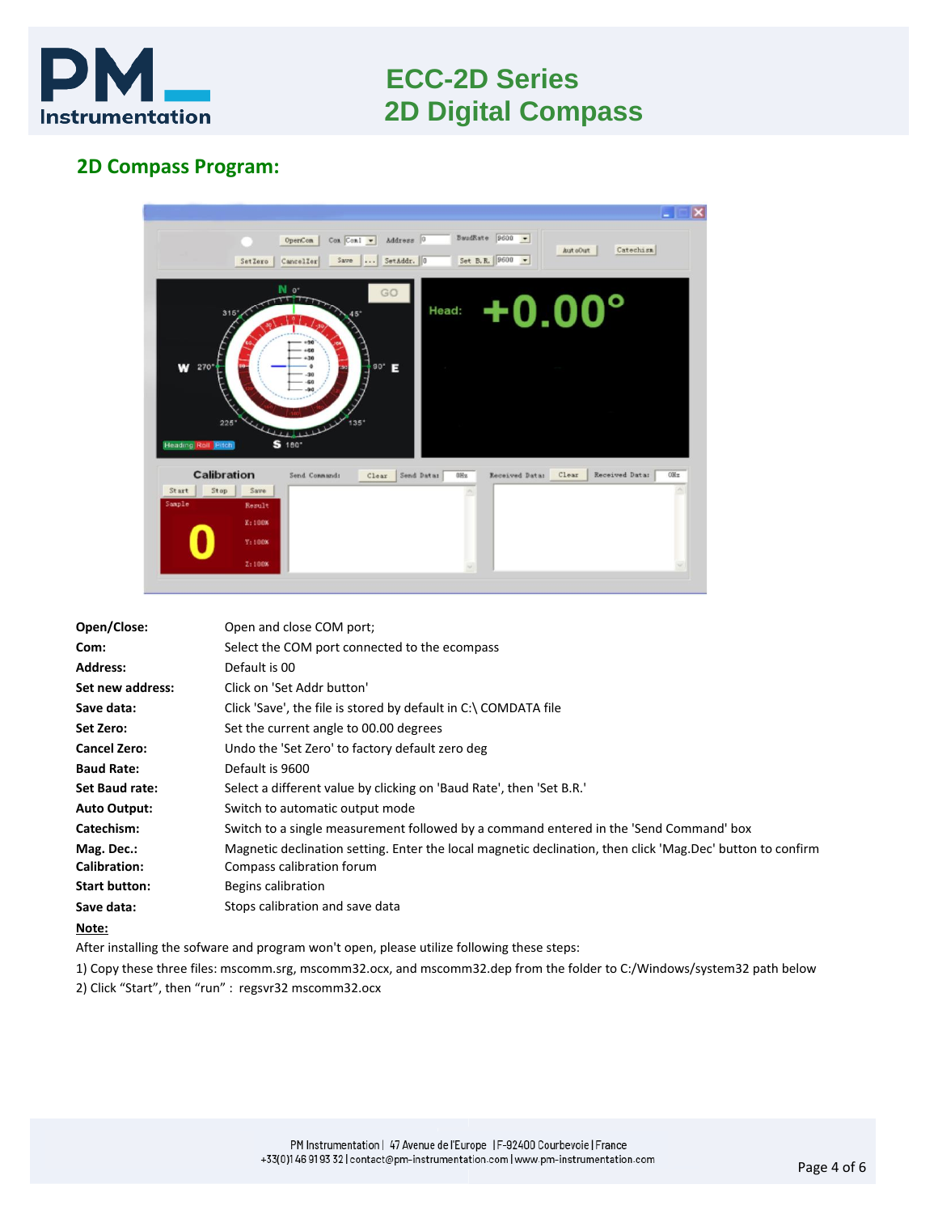## 2D Compass Program:

| | |
|---|---|
| **Open/Close:** | Open and close COM port; |
| **Com:** | Select the COM port connected to the ecompass |
| **Address:** | Default is 00 |
| **Set new address:** | Click on 'Set Addr button' |
| **Save data:** | Click 'Save', the file is stored by default in C:\ COMDATA file |
| **Set Zero:** | Set the current angle to 00.00 degrees |
| **Cancel Zero:** | Undo the 'Set Zero' to factory default zero deg |
| **Baud Rate:** | Default is 9600 |
| **Set Baud rate:** | Select a different value by clicking on 'Baud Rate', then 'Set B.R.' |
| **Auto Output:** | Switch to automatic output mode |
| **Catechism:** | Switch to a single measurement followed by a command entered in the 'Send Command' box |
| **Mag. Dec.:** | Magnetic declination setting. Enter the local magnetic declination, then click 'Mag.Dec' button to confirm |
| **Calibration:** | Compass calibration forum |
| **Start button:** | Begins calibration |
| **Save data:** | Stops calibration and save data |

**Note:**

After installing the sofware and program won't open, please utilize following these steps:

1) Copy these three files: mscomm.srg, mscomm32.ocx, and mscomm32.dep from the folder to C:/Windows/system32 path below

2) Click "Start", then "run" : regsvr32 mscomm32.ocx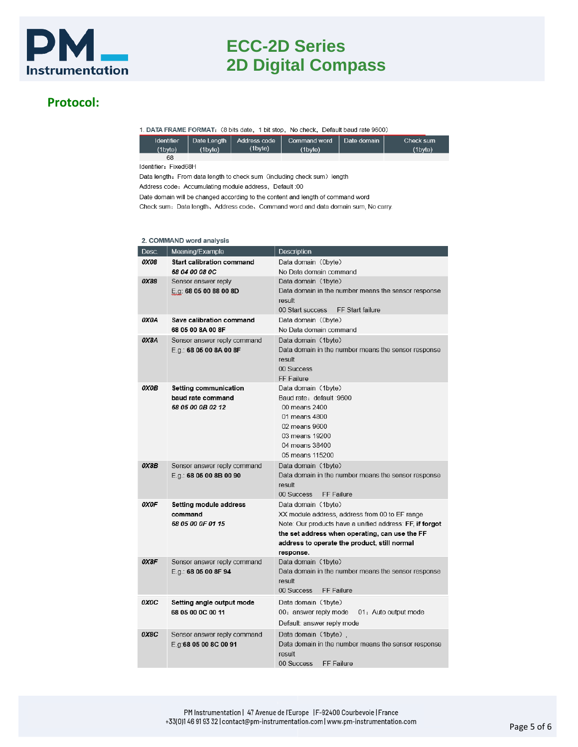## Protocol:

1. **DATA FRAME FORMAT**:（8 bits date，1 bit stop，No check，Default baud rate 9600）

| Identifier (1byte) | Date Length (1byte) | Address code (1byte) | Command word (1byte) | Date domain | Check sum (1byte) |
|---|---|---|---|---|---|
| 68 | | | | | |

Identifier：Fixed68H

Data length：From data length to check sum（including check sum）length

Address code：Accumulating module address，Default :00

Date domain will be changed according to the content and length of command word

Check sum：Data length、Address code、Command word and data domain sum, No carry.

2. **COMMAND word analysis**

| Desc. | Meaning/Example | Description |
|---|---|---|
| ***0X08*** | **Start calibration command**<br>***68 04 00 08 0C*** | Data domain（0byte）<br>No Data domain command |
| ***0X88*** | Sensor answer reply<br>E.g: **68 05 00 88 00 8D** | Data domain（1byte）<br>Data domain in the number means the sensor response result<br>00 Start success FF Start failure |
| ***0X0A*** | **Save calibration command**<br>**68 05 00 8A 00 8F** | Data domain（0byte）<br>No Data domain command |
| ***0X8A*** | Sensor answer reply command<br>E.g.: **68 05 00 8A 00 8F** | Data domain（1byte）<br>Data domain in the number means the sensor response result<br>00 Success<br>FF Failure |
| ***0X0B*** | **Setting communication baud rate command**<br>***68 05 00 0B 02 12*** | Data domain（1byte）<br>Baud rate：default :9600<br>00 means 2400<br>01 means 4800<br>02 means 9600<br>03 means 19200<br>04 means 38400<br>05 means 115200 |
| ***0X8B*** | Sensor answer reply command<br>E.g.: **68 05 00 8B 00 90** | Data domain（1byte）<br>Data domain in the number means the sensor response result<br>00 Success FF Failure |
| ***0X0F*** | **Setting module address command**<br>***68 05 00 0F 01 15*** | Data domain（1byte）<br>XX module address, address from 00 to FF range<br>Note: Our products have a unified address: FF, **if forgot the set address when operating, can use the FF address to operate the product, still normal response.** |
| ***0X8F*** | Sensor answer reply command<br>E.g.: **68 05 00 8F 94** | Data domain（1byte）<br>Data domain in the number means the sensor response result<br>00 Success FF Failure |
| ***0X0C*** | **Setting angle output mode**<br>**68 05 00 0C 00 11** | Data domain（1byte）<br>00：answer reply mode 01：Auto output mode<br>Default: answer reply mode |
| ***0X8C*** | Sensor answer reply command<br>E.g:**68 05 00 8C 00 91** | Data domain（1byte）,<br>Data domain in the number means the sensor response result<br>00 Success FF Failure |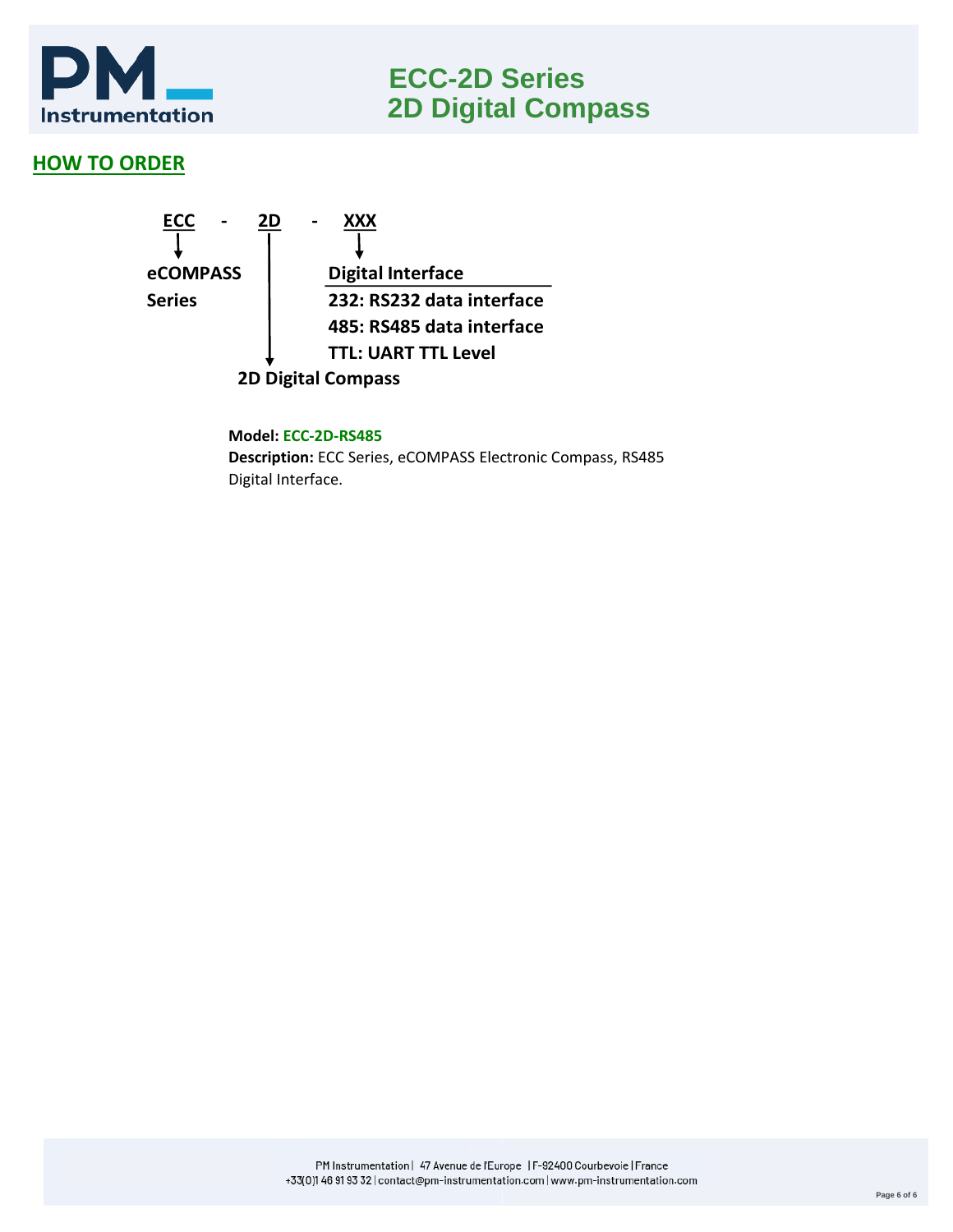## HOW TO ORDER

**ECC - 2D - XXX**

**ECC** → **eCOMPASS Series**

**2D** → **2D Digital Compass**

**XXX** → **Digital Interface**

- **232: RS232 data interface**
- **485: RS485 data interface**
- **TTL: UART TTL Level**

**Model: ECC-2D-RS485**

**Description:** ECC Series, eCOMPASS Electronic Compass, RS485 Digital Interface.